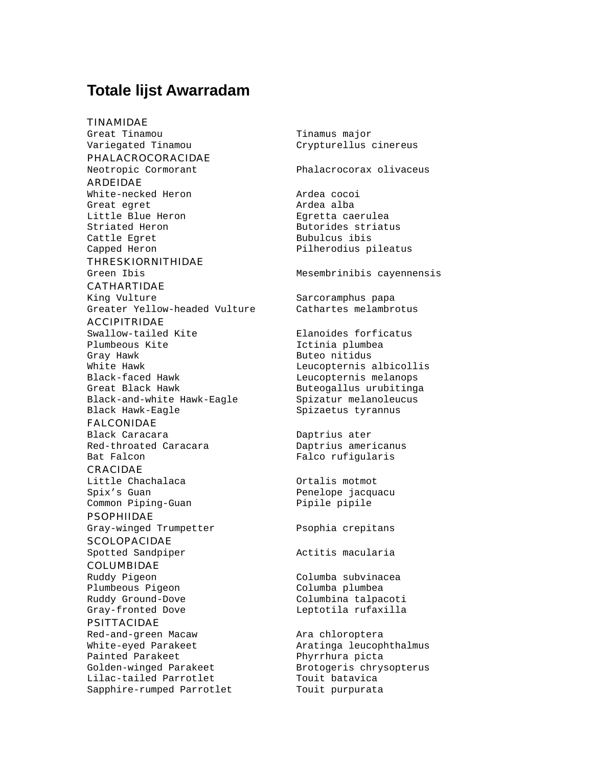# Totale lijst Awarradam

TINAMIDAE

| | |
|---|---|
| Great Tinamou | Tinamus major |
| Variegated Tinamou | Crypturellus cinereus |

PHALACROCORACIDAE

| | |
|---|---|
| Neotropic Cormorant | Phalacrocorax olivaceus |

ARDEIDAE

| | |
|---|---|
| White-necked Heron | Ardea cocoi |
| Great egret | Ardea alba |
| Little Blue Heron | Egretta caerulea |
| Striated Heron | Butorides striatus |
| Cattle Egret | Bubulcus ibis |
| Capped Heron | Pilherodius pileatus |

THRESKIORNITHIDAE

| | |
|---|---|
| Green Ibis | Mesembrinibis cayennensis |

CATHARTIDAE

| | |
|---|---|
| King Vulture | Sarcoramphus papa |
| Greater Yellow-headed Vulture | Cathartes melambrotus |

ACCIPITRIDAE

| | |
|---|---|
| Swallow-tailed Kite | Elanoides forficatus |
| Plumbeous Kite | Ictinia plumbea |
| Gray Hawk | Buteo nitidus |
| White Hawk | Leucopternis albicollis |
| Black-faced Hawk | Leucopternis melanops |
| Great Black Hawk | Buteogallus urubitinga |
| Black-and-white Hawk-Eagle | Spizatur melanoleucus |
| Black Hawk-Eagle | Spizaetus tyrannus |

FALCONIDAE

| | |
|---|---|
| Black Caracara | Daptrius ater |
| Red-throated Caracara | Daptrius americanus |
| Bat Falcon | Falco rufigularis |

CRACIDAE

| | |
|---|---|
| Little Chachalaca | Ortalis motmot |
| Spix’s Guan | Penelope jacquacu |
| Common Piping-Guan | Pipile pipile |

PSOPHIIDAE

| | |
|---|---|
| Gray-winged Trumpetter | Psophia crepitans |

SCOLOPACIDAE

| | |
|---|---|
| Spotted Sandpiper | Actitis macularia |

COLUMBIDAE

| | |
|---|---|
| Ruddy Pigeon | Columba subvinacea |
| Plumbeous Pigeon | Columba plumbea |
| Ruddy Ground-Dove | Columbina talpacoti |
| Gray-fronted Dove | Leptotila rufaxilla |

PSITTACIDAE

| | |
|---|---|
| Red-and-green Macaw | Ara chloroptera |
| White-eyed Parakeet | Aratinga leucophthalmus |
| Painted Parakeet | Phyrrhura picta |
| Golden-winged Parakeet | Brotogeris chrysopterus |
| Lilac-tailed Parrotlet | Touit batavica |
| Sapphire-rumped Parrotlet | Touit purpurata |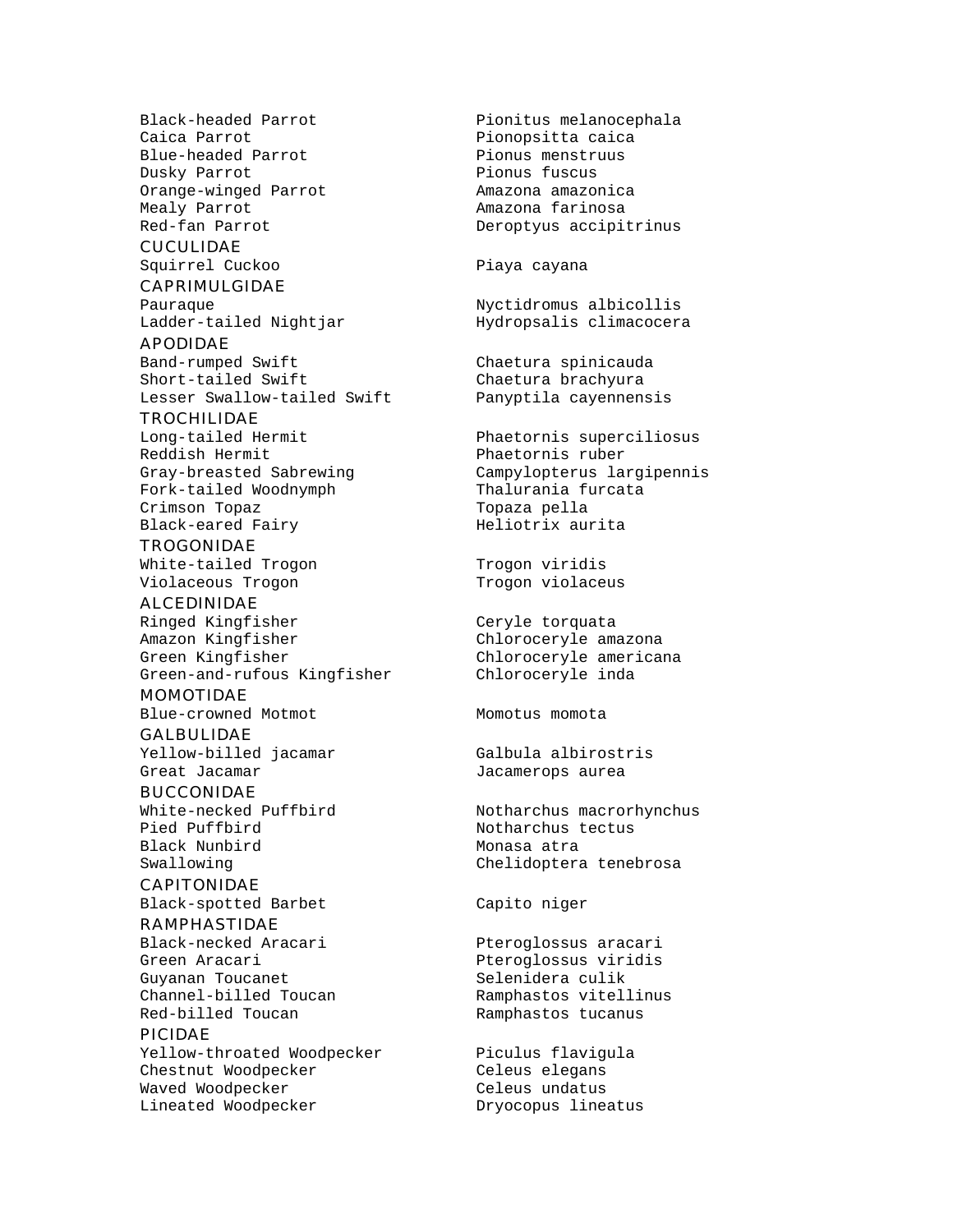| | |
|---|---|
| Black-headed Parrot | Pionitus melanocephala |
| Caica Parrot | Pionopsitta caica |
| Blue-headed Parrot | Pionus menstruus |
| Dusky Parrot | Pionus fuscus |
| Orange-winged Parrot | Amazona amazonica |
| Mealy Parrot | Amazona farinosa |
| Red-fan Parrot | Deroptyus accipitrinus |
| **CUCULIDAE** | |
| Squirrel Cuckoo | Piaya cayana |
| **CAPRIMULGIDAE** | |
| Pauraque | Nyctidromus albicollis |
| Ladder-tailed Nightjar | Hydropsalis climacocera |
| **APODIDAE** | |
| Band-rumped Swift | Chaetura spinicauda |
| Short-tailed Swift | Chaetura brachyura |
| Lesser Swallow-tailed Swift | Panyptila cayennensis |
| **TROCHILIDAE** | |
| Long-tailed Hermit | Phaetornis superciliosus |
| Reddish Hermit | Phaetornis ruber |
| Gray-breasted Sabrewing | Campylopterus largipennis |
| Fork-tailed Woodnymph | Thalurania furcata |
| Crimson Topaz | Topaza pella |
| Black-eared Fairy | Heliotrix aurita |
| **TROGONIDAE** | |
| White-tailed Trogon | Trogon viridis |
| Violaceous Trogon | Trogon violaceus |
| **ALCEDINIDAE** | |
| Ringed Kingfisher | Ceryle torquata |
| Amazon Kingfisher | Chloroceryle amazona |
| Green Kingfisher | Chloroceryle americana |
| Green-and-rufous Kingfisher | Chloroceryle inda |
| **MOMOTIDAE** | |
| Blue-crowned Motmot | Momotus momota |
| **GALBULIDAE** | |
| Yellow-billed jacamar | Galbula albirostris |
| Great Jacamar | Jacamerops aurea |
| **BUCCONIDAE** | |
| White-necked Puffbird | Notharchus macrorhynchus |
| Pied Puffbird | Notharchus tectus |
| Black Nunbird | Monasa atra |
| Swallowing | Chelidoptera tenebrosa |
| **CAPITONIDAE** | |
| Black-spotted Barbet | Capito niger |
| **RAMPHASTIDAE** | |
| Black-necked Aracari | Pteroglossus aracari |
| Green Aracari | Pteroglossus viridis |
| Guyanan Toucanet | Selenidera culik |
| Channel-billed Toucan | Ramphastos vitellinus |
| Red-billed Toucan | Ramphastos tucanus |
| **PICIDAE** | |
| Yellow-throated Woodpecker | Piculus flavigula |
| Chestnut Woodpecker | Celeus elegans |
| Waved Woodpecker | Celeus undatus |
| Lineated Woodpecker | Dryocopus lineatus |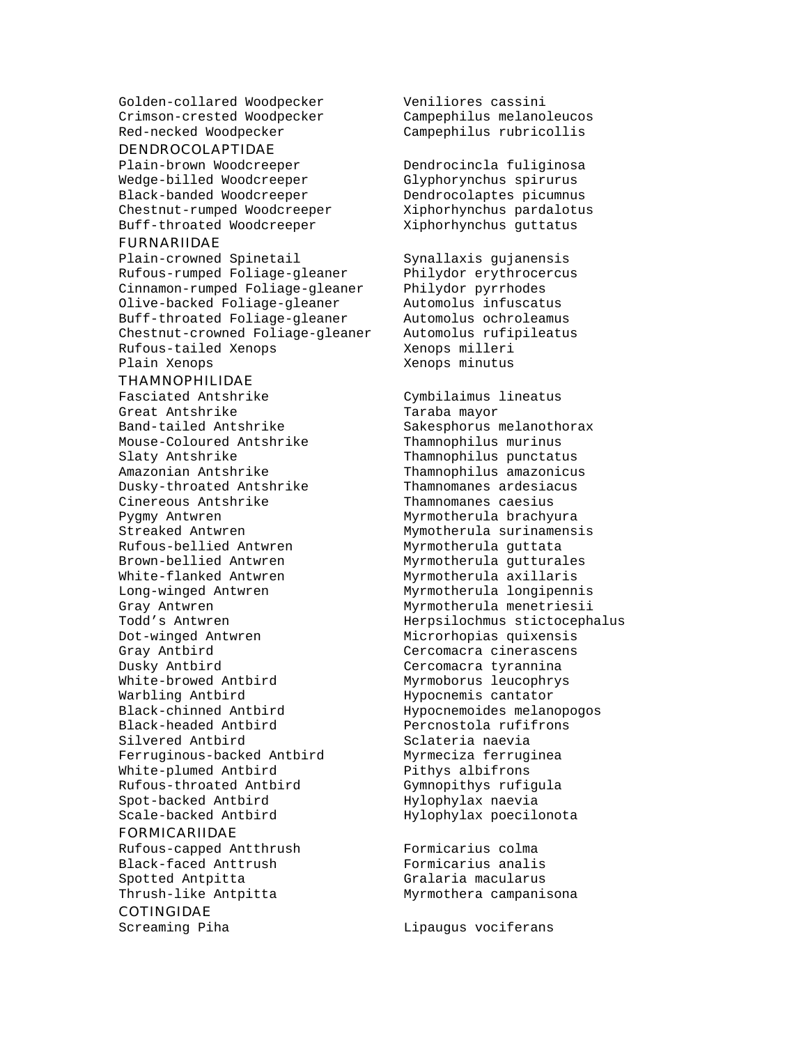Golden-collared Woodpecker — Veniliores cassini
Crimson-crested Woodpecker — Campephilus melanoleucos
Red-necked Woodpecker — Campephilus rubricollis

## DENDROCOLAPTIDAE

Plain-brown Woodcreeper — Dendrocincla fuliginosa
Wedge-billed Woodcreeper — Glyphorynchus spirurus
Black-banded Woodcreeper — Dendrocolaptes picumnus
Chestnut-rumped Woodcreeper — Xiphorhynchus pardalotus
Buff-throated Woodcreeper — Xiphorhynchus guttatus

## FURNARIIDAE

Plain-crowned Spinetail — Synallaxis gujanensis
Rufous-rumped Foliage-gleaner — Philydor erythrocercus
Cinnamon-rumped Foliage-gleaner — Philydor pyrrhodes
Olive-backed Foliage-gleaner — Automolus infuscatus
Buff-throated Foliage-gleaner — Automolus ochroleamus
Chestnut-crowned Foliage-gleaner — Automolus rufipileatus
Rufous-tailed Xenops — Xenops milleri
Plain Xenops — Xenops minutus

## THAMNOPHILIDAE

Fasciated Antshrike — Cymbilaimus lineatus
Great Antshrike — Taraba mayor
Band-tailed Antshrike — Sakesphorus melanothorax
Mouse-Coloured Antshrike — Thamnophilus murinus
Slaty Antshrike — Thamnophilus punctatus
Amazonian Antshrike — Thamnophilus amazonicus
Dusky-throated Antshrike — Thamnomanes ardesiacus
Cinereous Antshrike — Thamnomanes caesius
Pygmy Antwren — Myrmotherula brachyura
Streaked Antwren — Mymotherula surinamensis
Rufous-bellied Antwren — Myrmotherula guttata
Brown-bellied Antwren — Myrmotherula gutturales
White-flanked Antwren — Myrmotherula axillaris
Long-winged Antwren — Myrmotherula longipennis
Gray Antwren — Myrmotherula menetriesii
Todd’s Antwren — Herpsilochmus stictocephalus
Dot-winged Antwren — Microrhopias quixensis
Gray Antbird — Cercomacra cinerascens
Dusky Antbird — Cercomacra tyrannina
White-browed Antbird — Myrmoborus leucophrys
Warbling Antbird — Hypocnemis cantator
Black-chinned Antbird — Hypocnemoides melanopogos
Black-headed Antbird — Percnostola rufifrons
Silvered Antbird — Sclateria naevia
Ferruginous-backed Antbird — Myrmeciza ferruginea
White-plumed Antbird — Pithys albifrons
Rufous-throated Antbird — Gymnopithys rufigula
Spot-backed Antbird — Hylophylax naevia
Scale-backed Antbird — Hylophylax poecilonota

## FORMICARIIDAE

Rufous-capped Antthrush — Formicarius colma
Black-faced Anttrush — Formicarius analis
Spotted Antpitta — Gralaria macularus
Thrush-like Antpitta — Myrmothera campanisona

## COTINGIDAE

Screaming Piha — Lipaugus vociferans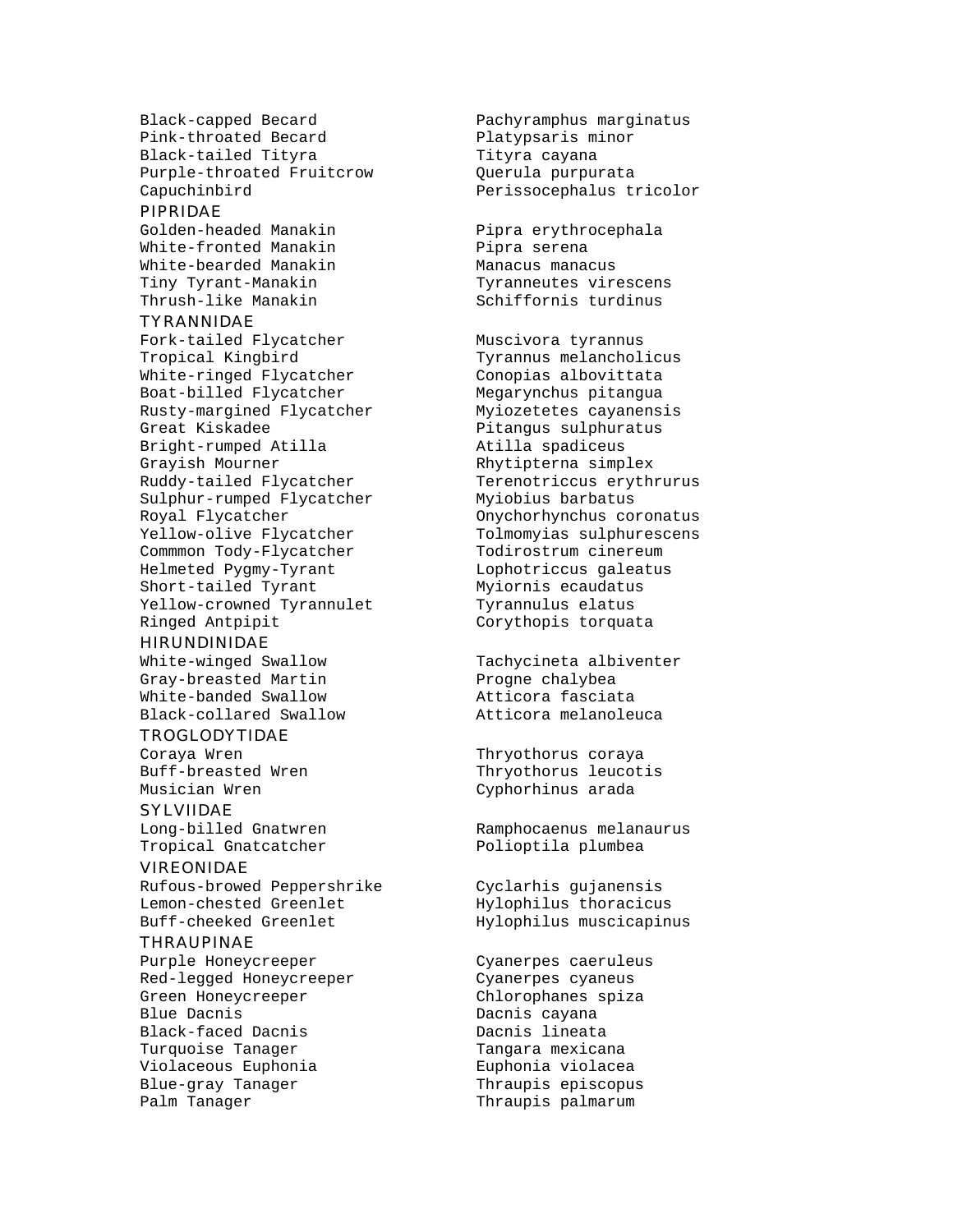| | |
|---|---|
| Black-capped Becard | Pachyramphus marginatus |
| Pink-throated Becard | Platypsaris minor |
| Black-tailed Tityra | Tityra cayana |
| Purple-throated Fruitcrow | Querula purpurata |
| Capuchinbird | Perissocephalus tricolor |

## PIPRIDAE

| | |
|---|---|
| Golden-headed Manakin | Pipra erythrocephala |
| White-fronted Manakin | Pipra serena |
| White-bearded Manakin | Manacus manacus |
| Tiny Tyrant-Manakin | Tyranneutes virescens |
| Thrush-like Manakin | Schiffornis turdinus |

## TYRANNIDAE

| | |
|---|---|
| Fork-tailed Flycatcher | Muscivora tyrannus |
| Tropical Kingbird | Tyrannus melancholicus |
| White-ringed Flycatcher | Conopias albovittata |
| Boat-billed Flycatcher | Megarynchus pitangua |
| Rusty-margined Flycatcher | Myiozetetes cayanensis |
| Great Kiskadee | Pitangus sulphuratus |
| Bright-rumped Atilla | Atilla spadiceus |
| Grayish Mourner | Rhytipterna simplex |
| Ruddy-tailed Flycatcher | Terenotriccus erythrurus |
| Sulphur-rumped Flycatcher | Myiobius barbatus |
| Royal Flycatcher | Onychorhynchus coronatus |
| Yellow-olive Flycatcher | Tolmomyias sulphurescens |
| Commmon Tody-Flycatcher | Todirostrum cinereum |
| Helmeted Pygmy-Tyrant | Lophotriccus galeatus |
| Short-tailed Tyrant | Myiornis ecaudatus |
| Yellow-crowned Tyrannulet | Tyrannulus elatus |
| Ringed Antpipit | Corythopis torquata |

## HIRUNDINIDAE

| | |
|---|---|
| White-winged Swallow | Tachycineta albiventer |
| Gray-breasted Martin | Progne chalybea |
| White-banded Swallow | Atticora fasciata |
| Black-collared Swallow | Atticora melanoleuca |

## TROGLODYTIDAE

| | |
|---|---|
| Coraya Wren | Thryothorus coraya |
| Buff-breasted Wren | Thryothorus leucotis |
| Musician Wren | Cyphorhinus arada |

## SYLVIIDAE

| | |
|---|---|
| Long-billed Gnatwren | Ramphocaenus melanaurus |
| Tropical Gnatcatcher | Polioptila plumbea |

## VIREONIDAE

| | |
|---|---|
| Rufous-browed Peppershrike | Cyclarhis gujanensis |
| Lemon-chested Greenlet | Hylophilus thoracicus |
| Buff-cheeked Greenlet | Hylophilus muscicapinus |

## THRAUPINAE

| | |
|---|---|
| Purple Honeycreeper | Cyanerpes caeruleus |
| Red-legged Honeycreeper | Cyanerpes cyaneus |
| Green Honeycreeper | Chlorophanes spiza |
| Blue Dacnis | Dacnis cayana |
| Black-faced Dacnis | Dacnis lineata |
| Turquoise Tanager | Tangara mexicana |
| Violaceous Euphonia | Euphonia violacea |
| Blue-gray Tanager | Thraupis episcopus |
| Palm Tanager | Thraupis palmarum |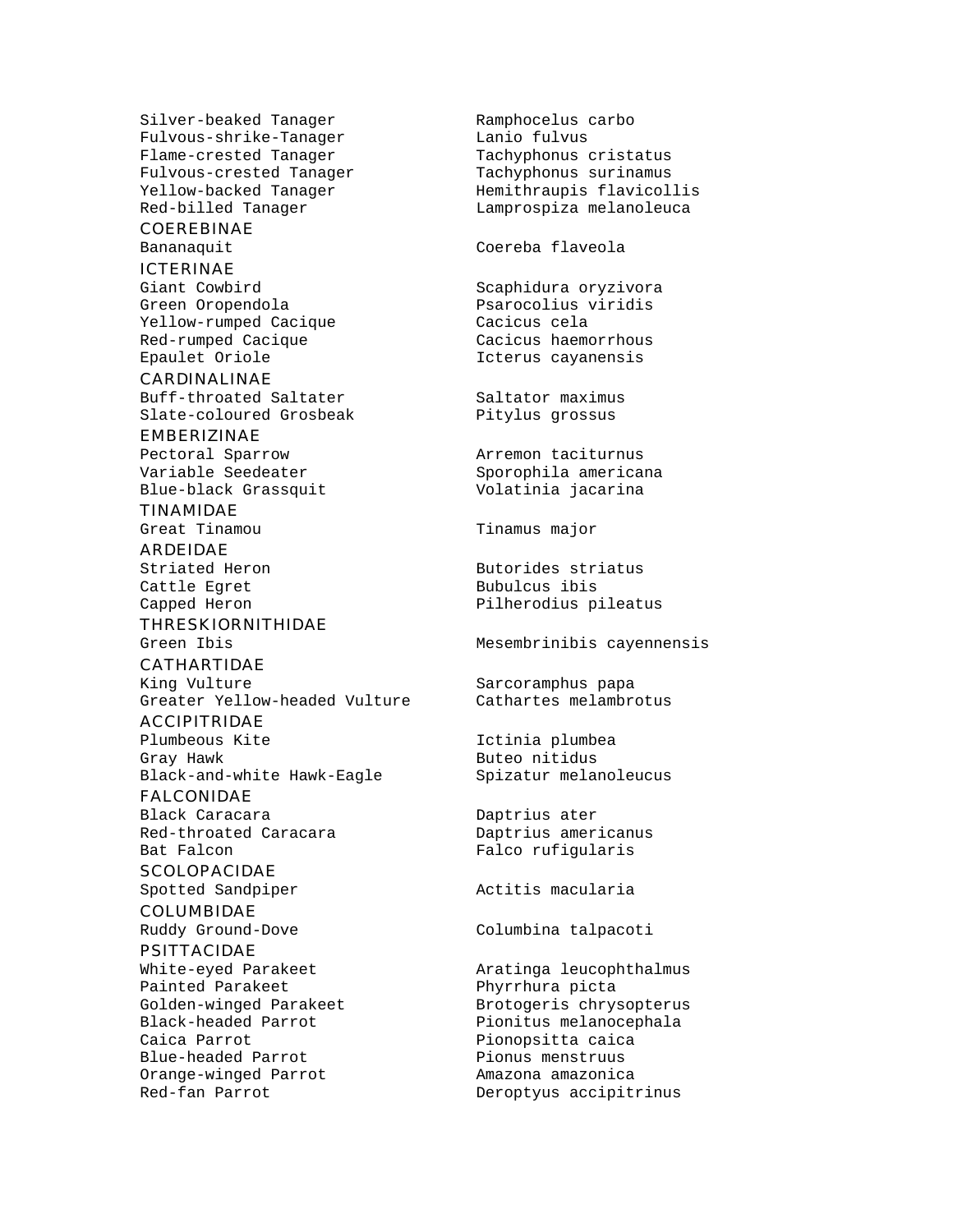| | |
|---|---|
| Silver-beaked Tanager | Ramphocelus carbo |
| Fulvous-shrike-Tanager | Lanio fulvus |
| Flame-crested Tanager | Tachyphonus cristatus |
| Fulvous-crested Tanager | Tachyphonus surinamus |
| Yellow-backed Tanager | Hemithraupis flavicollis |
| Red-billed Tanager | Lamprospiza melanoleuca |

COEREBINAE

| | |
|---|---|
| Bananaquit | Coereba flaveola |

ICTERINAE

| | |
|---|---|
| Giant Cowbird | Scaphidura oryzivora |
| Green Oropendola | Psarocolius viridis |
| Yellow-rumped Cacique | Cacicus cela |
| Red-rumped Cacique | Cacicus haemorrhous |
| Epaulet Oriole | Icterus cayanensis |

CARDINALINAE

| | |
|---|---|
| Buff-throated Saltater | Saltator maximus |
| Slate-coloured Grosbeak | Pitylus grossus |

EMBERIZINAE

| | |
|---|---|
| Pectoral Sparrow | Arremon taciturnus |
| Variable Seedeater | Sporophila americana |
| Blue-black Grassquit | Volatinia jacarina |

TINAMIDAE

| | |
|---|---|
| Great Tinamou | Tinamus major |

ARDEIDAE

| | |
|---|---|
| Striated Heron | Butorides striatus |
| Cattle Egret | Bubulcus ibis |
| Capped Heron | Pilherodius pileatus |

THRESKIORNITHIDAE

| | |
|---|---|
| Green Ibis | Mesembrinibis cayennensis |

CATHARTIDAE

| | |
|---|---|
| King Vulture | Sarcoramphus papa |
| Greater Yellow-headed Vulture | Cathartes melambrotus |

ACCIPITRIDAE

| | |
|---|---|
| Plumbeous Kite | Ictinia plumbea |
| Gray Hawk | Buteo nitidus |
| Black-and-white Hawk-Eagle | Spizatur melanoleucus |

FALCONIDAE

| | |
|---|---|
| Black Caracara | Daptrius ater |
| Red-throated Caracara | Daptrius americanus |
| Bat Falcon | Falco rufigularis |

SCOLOPACIDAE

| | |
|---|---|
| Spotted Sandpiper | Actitis macularia |

COLUMBIDAE

| | |
|---|---|
| Ruddy Ground-Dove | Columbina talpacoti |

PSITTACIDAE

| | |
|---|---|
| White-eyed Parakeet | Aratinga leucophthalmus |
| Painted Parakeet | Phyrrhura picta |
| Golden-winged Parakeet | Brotogeris chrysopterus |
| Black-headed Parrot | Pionitus melanocephala |
| Caica Parrot | Pionopsitta caica |
| Blue-headed Parrot | Pionus menstruus |
| Orange-winged Parrot | Amazona amazonica |
| Red-fan Parrot | Deroptyus accipitrinus |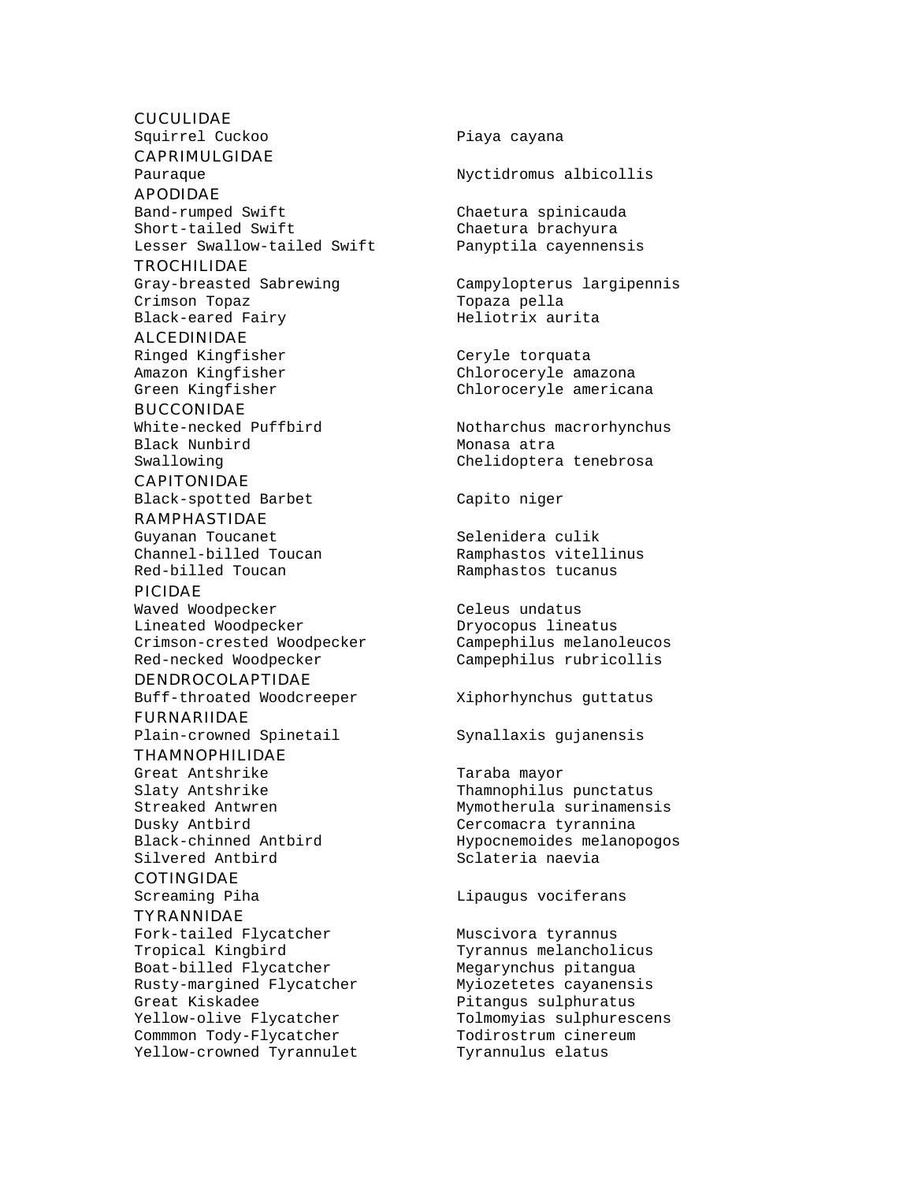CUCULIDAE

| | |
|---|---|
| Squirrel Cuckoo | Piaya cayana |

CAPRIMULGIDAE

| | |
|---|---|
| Pauraque | Nyctidromus albicollis |

APODIDAE

| | |
|---|---|
| Band-rumped Swift | Chaetura spinicauda |
| Short-tailed Swift | Chaetura brachyura |
| Lesser Swallow-tailed Swift | Panyptila cayennensis |

TROCHILIDAE

| | |
|---|---|
| Gray-breasted Sabrewing | Campylopterus largipennis |
| Crimson Topaz | Topaza pella |
| Black-eared Fairy | Heliotrix aurita |

ALCEDINIDAE

| | |
|---|---|
| Ringed Kingfisher | Ceryle torquata |
| Amazon Kingfisher | Chloroceryle amazona |
| Green Kingfisher | Chloroceryle americana |

BUCCONIDAE

| | |
|---|---|
| White-necked Puffbird | Notharchus macrorhynchus |
| Black Nunbird | Monasa atra |
| Swallowing | Chelidoptera tenebrosa |

CAPITONIDAE

| | |
|---|---|
| Black-spotted Barbet | Capito niger |

RAMPHASTIDAE

| | |
|---|---|
| Guyanan Toucanet | Selenidera culik |
| Channel-billed Toucan | Ramphastos vitellinus |
| Red-billed Toucan | Ramphastos tucanus |

PICIDAE

| | |
|---|---|
| Waved Woodpecker | Celeus undatus |
| Lineated Woodpecker | Dryocopus lineatus |
| Crimson-crested Woodpecker | Campephilus melanoleucos |
| Red-necked Woodpecker | Campephilus rubricollis |

DENDROCOLAPTIDAE

| | |
|---|---|
| Buff-throated Woodcreeper | Xiphorhynchus guttatus |

FURNARIIDAE

| | |
|---|---|
| Plain-crowned Spinetail | Synallaxis gujanensis |

THAMNOPHILIDAE

| | |
|---|---|
| Great Antshrike | Taraba mayor |
| Slaty Antshrike | Thamnophilus punctatus |
| Streaked Antwren | Mymotherula surinamensis |
| Dusky Antbird | Cercomacra tyrannina |
| Black-chinned Antbird | Hypocnemoides melanopogos |
| Silvered Antbird | Sclateria naevia |

COTINGIDAE

| | |
|---|---|
| Screaming Piha | Lipaugus vociferans |

TYRANNIDAE

| | |
|---|---|
| Fork-tailed Flycatcher | Muscivora tyrannus |
| Tropical Kingbird | Tyrannus melancholicus |
| Boat-billed Flycatcher | Megarynchus pitangua |
| Rusty-margined Flycatcher | Myiozetetes cayanensis |
| Great Kiskadee | Pitangus sulphuratus |
| Yellow-olive Flycatcher | Tolmomyias sulphurescens |
| Commmon Tody-Flycatcher | Todirostrum cinereum |
| Yellow-crowned Tyrannulet | Tyrannulus elatus |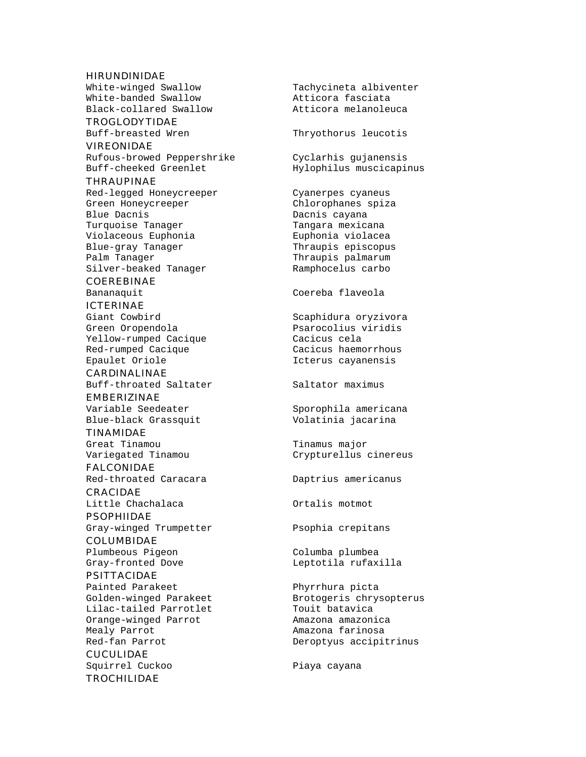HIRUNDINIDAE

| | |
|---|---|
| White-winged Swallow | Tachycineta albiventer |
| White-banded Swallow | Atticora fasciata |
| Black-collared Swallow | Atticora melanoleuca |

TROGLODYTIDAE

| | |
|---|---|
| Buff-breasted Wren | Thryothorus leucotis |

VIREONIDAE

| | |
|---|---|
| Rufous-browed Peppershrike | Cyclarhis gujanensis |
| Buff-cheeked Greenlet | Hylophilus muscicapinus |

THRAUPINAE

| | |
|---|---|
| Red-legged Honeycreeper | Cyanerpes cyaneus |
| Green Honeycreeper | Chlorophanes spiza |
| Blue Dacnis | Dacnis cayana |
| Turquoise Tanager | Tangara mexicana |
| Violaceous Euphonia | Euphonia violacea |
| Blue-gray Tanager | Thraupis episcopus |
| Palm Tanager | Thraupis palmarum |
| Silver-beaked Tanager | Ramphocelus carbo |

COEREBINAE

| | |
|---|---|
| Bananaquit | Coereba flaveola |

ICTERINAE

| | |
|---|---|
| Giant Cowbird | Scaphidura oryzivora |
| Green Oropendola | Psarocolius viridis |
| Yellow-rumped Cacique | Cacicus cela |
| Red-rumped Cacique | Cacicus haemorrhous |
| Epaulet Oriole | Icterus cayanensis |

CARDINALINAE

| | |
|---|---|
| Buff-throated Saltater | Saltator maximus |

EMBERIZINAE

| | |
|---|---|
| Variable Seedeater | Sporophila americana |
| Blue-black Grassquit | Volatinia jacarina |

TINAMIDAE

| | |
|---|---|
| Great Tinamou | Tinamus major |
| Variegated Tinamou | Crypturellus cinereus |

FALCONIDAE

| | |
|---|---|
| Red-throated Caracara | Daptrius americanus |

CRACIDAE

| | |
|---|---|
| Little Chachalaca | Ortalis motmot |

PSOPHIIDAE

| | |
|---|---|
| Gray-winged Trumpetter | Psophia crepitans |

COLUMBIDAE

| | |
|---|---|
| Plumbeous Pigeon | Columba plumbea |
| Gray-fronted Dove | Leptotila rufaxilla |

PSITTACIDAE

| | |
|---|---|
| Painted Parakeet | Phyrrhura picta |
| Golden-winged Parakeet | Brotogeris chrysopterus |
| Lilac-tailed Parrotlet | Touit batavica |
| Orange-winged Parrot | Amazona amazonica |
| Mealy Parrot | Amazona farinosa |
| Red-fan Parrot | Deroptyus accipitrinus |

CUCULIDAE

| | |
|---|---|
| Squirrel Cuckoo | Piaya cayana |

TROCHILIDAE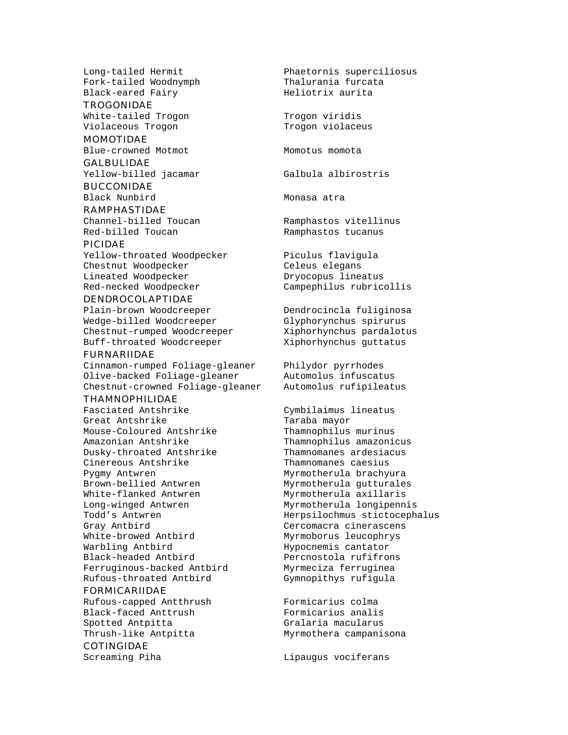Long-tailed Hermit — Phaetornis superciliosus
Fork-tailed Woodnymph — Thalurania furcata
Black-eared Fairy — Heliotrix aurita

TROGONIDAE

White-tailed Trogon — Trogon viridis
Violaceous Trogon — Trogon violaceus

MOMOTIDAE

Blue-crowned Motmot — Momotus momota

GALBULIDAE

Yellow-billed jacamar — Galbula albirostris

BUCCONIDAE

Black Nunbird — Monasa atra

RAMPHASTIDAE

Channel-billed Toucan — Ramphastos vitellinus
Red-billed Toucan — Ramphastos tucanus

PICIDAE

Yellow-throated Woodpecker — Piculus flavigula
Chestnut Woodpecker — Celeus elegans
Lineated Woodpecker — Dryocopus lineatus
Red-necked Woodpecker — Campephilus rubricollis

DENDROCOLAPTIDAE

Plain-brown Woodcreeper — Dendrocincla fuliginosa
Wedge-billed Woodcreeper — Glyphorynchus spirurus
Chestnut-rumped Woodcreeper — Xiphorhynchus pardalotus
Buff-throated Woodcreeper — Xiphorhynchus guttatus

FURNARIIDAE

Cinnamon-rumped Foliage-gleaner — Philydor pyrrhodes
Olive-backed Foliage-gleaner — Automolus infuscatus
Chestnut-crowned Foliage-gleaner — Automolus rufipileatus

THAMNOPHILIDAE

Fasciated Antshrike — Cymbilaimus lineatus
Great Antshrike — Taraba mayor
Mouse-Coloured Antshrike — Thamnophilus murinus
Amazonian Antshrike — Thamnophilus amazonicus
Dusky-throated Antshrike — Thamnomanes ardesiacus
Cinereous Antshrike — Thamnomanes caesius
Pygmy Antwren — Myrmotherula brachyura
Brown-bellied Antwren — Myrmotherula gutturales
White-flanked Antwren — Myrmotherula axillaris
Long-winged Antwren — Myrmotherula longipennis
Todd's Antwren — Herpsilochmus stictocephalus
Gray Antbird — Cercomacra cinerascens
White-browed Antbird — Myrmoborus leucophrys
Warbling Antbird — Hypocnemis cantator
Black-headed Antbird — Percnostola rufifrons
Ferruginous-backed Antbird — Myrmeciza ferruginea
Rufous-throated Antbird — Gymnopithys rufigula

FORMICARIIDAE

Rufous-capped Antthrush — Formicarius colma
Black-faced Anttrush — Formicarius analis
Spotted Antpitta — Gralaria macularus
Thrush-like Antpitta — Myrmothera campanisona

COTINGIDAE

Screaming Piha — Lipaugus vociferans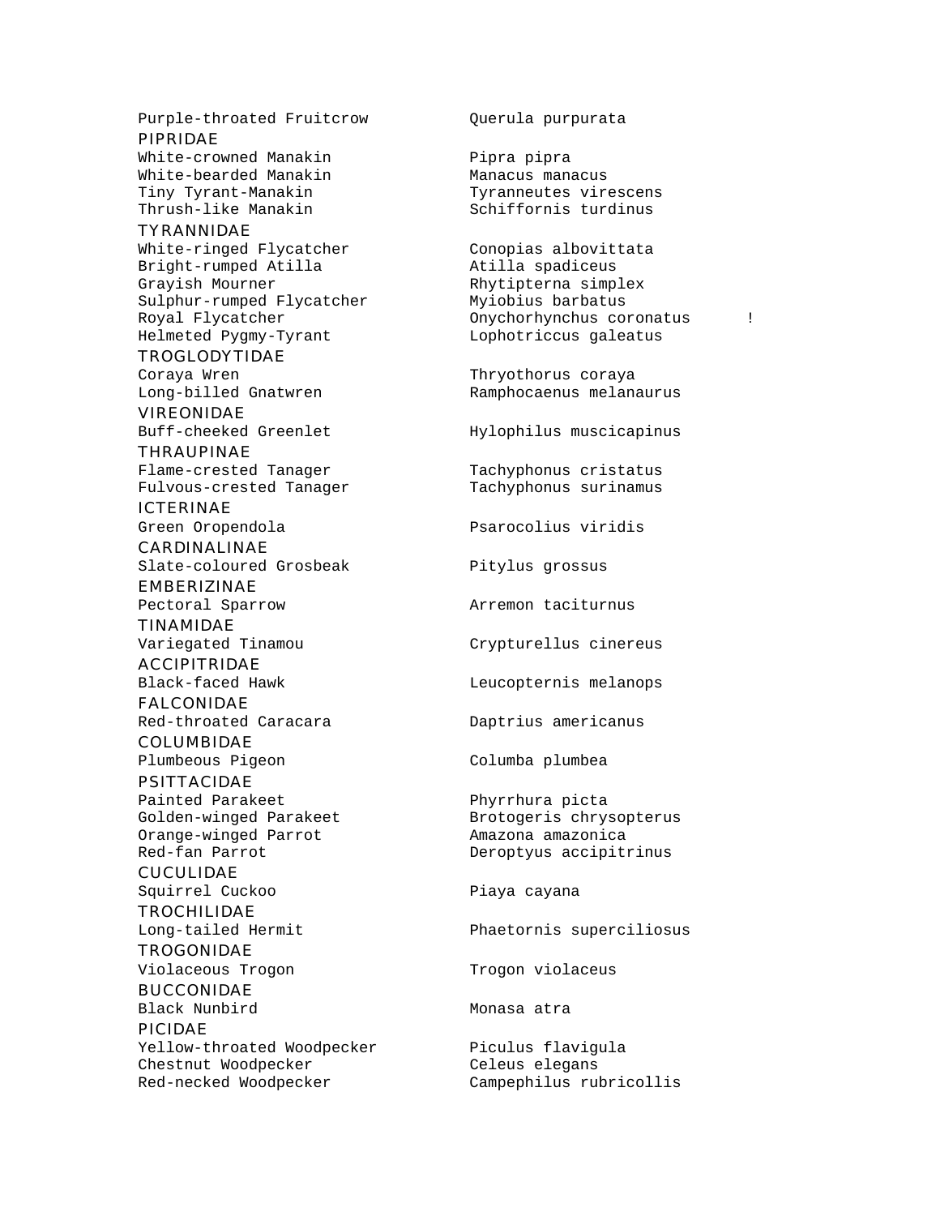| | | |
|---|---|---|
| Purple-throated Fruitcrow | Querula purpurata | |
| **PIPRIDAE** | | |
| White-crowned Manakin | Pipra pipra | |
| White-bearded Manakin | Manacus manacus | |
| Tiny Tyrant-Manakin | Tyranneutes virescens | |
| Thrush-like Manakin | Schiffornis turdinus | |
| **TYRANNIDAE** | | |
| White-ringed Flycatcher | Conopias albovittata | |
| Bright-rumped Atilla | Atilla spadiceus | |
| Grayish Mourner | Rhytipterna simplex | |
| Sulphur-rumped Flycatcher | Myiobius barbatus | |
| Royal Flycatcher | Onychorhynchus coronatus | ! |
| Helmeted Pygmy-Tyrant | Lophotriccus galeatus | |
| **TROGLODYTIDAE** | | |
| Coraya Wren | Thryothorus coraya | |
| Long-billed Gnatwren | Ramphocaenus melanaurus | |
| **VIREONIDAE** | | |
| Buff-cheeked Greenlet | Hylophilus muscicapinus | |
| **THRAUPINAE** | | |
| Flame-crested Tanager | Tachyphonus cristatus | |
| Fulvous-crested Tanager | Tachyphonus surinamus | |
| **ICTERINAE** | | |
| Green Oropendola | Psarocolius viridis | |
| **CARDINALINAE** | | |
| Slate-coloured Grosbeak | Pitylus grossus | |
| **EMBERIZINAE** | | |
| Pectoral Sparrow | Arremon taciturnus | |
| **TINAMIDAE** | | |
| Variegated Tinamou | Crypturellus cinereus | |
| **ACCIPITRIDAE** | | |
| Black-faced Hawk | Leucopternis melanops | |
| **FALCONIDAE** | | |
| Red-throated Caracara | Daptrius americanus | |
| **COLUMBIDAE** | | |
| Plumbeous Pigeon | Columba plumbea | |
| **PSITTACIDAE** | | |
| Painted Parakeet | Phyrrhura picta | |
| Golden-winged Parakeet | Brotogeris chrysopterus | |
| Orange-winged Parrot | Amazona amazonica | |
| Red-fan Parrot | Deroptyus accipitrinus | |
| **CUCULIDAE** | | |
| Squirrel Cuckoo | Piaya cayana | |
| **TROCHILIDAE** | | |
| Long-tailed Hermit | Phaetornis superciliosus | |
| **TROGONIDAE** | | |
| Violaceous Trogon | Trogon violaceus | |
| **BUCCONIDAE** | | |
| Black Nunbird | Monasa atra | |
| **PICIDAE** | | |
| Yellow-throated Woodpecker | Piculus flavigula | |
| Chestnut Woodpecker | Celeus elegans | |
| Red-necked Woodpecker | Campephilus rubricollis | |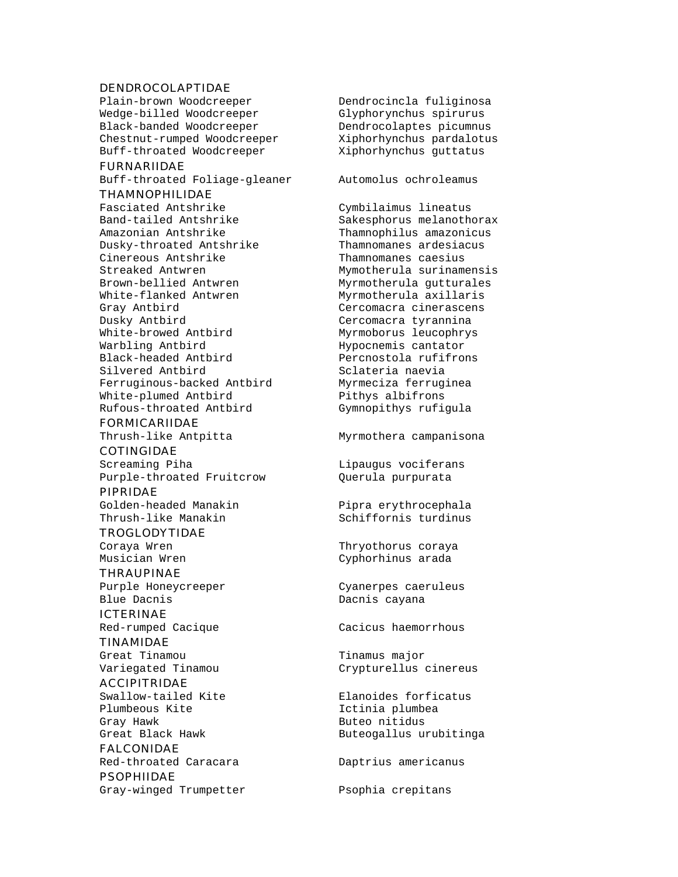DENDROCOLAPTIDAE

| | |
|---|---|
| Plain-brown Woodcreeper | Dendrocincla fuliginosa |
| Wedge-billed Woodcreeper | Glyphorynchus spirurus |
| Black-banded Woodcreeper | Dendrocolaptes picumnus |
| Chestnut-rumped Woodcreeper | Xiphorhynchus pardalotus |
| Buff-throated Woodcreeper | Xiphorhynchus guttatus |

FURNARIIDAE

| | |
|---|---|
| Buff-throated Foliage-gleaner | Automolus ochroleamus |

THAMNOPHILIDAE

| | |
|---|---|
| Fasciated Antshrike | Cymbilaimus lineatus |
| Band-tailed Antshrike | Sakesphorus melanothorax |
| Amazonian Antshrike | Thamnophilus amazonicus |
| Dusky-throated Antshrike | Thamnomanes ardesiacus |
| Cinereous Antshrike | Thamnomanes caesius |
| Streaked Antwren | Mymotherula surinamensis |
| Brown-bellied Antwren | Myrmotherula gutturales |
| White-flanked Antwren | Myrmotherula axillaris |
| Gray Antbird | Cercomacra cinerascens |
| Dusky Antbird | Cercomacra tyrannina |
| White-browed Antbird | Myrmoborus leucophrys |
| Warbling Antbird | Hypocnemis cantator |
| Black-headed Antbird | Percnostola rufifrons |
| Silvered Antbird | Sclateria naevia |
| Ferruginous-backed Antbird | Myrmeciza ferruginea |
| White-plumed Antbird | Pithys albifrons |
| Rufous-throated Antbird | Gymnopithys rufigula |

FORMICARIIDAE

| | |
|---|---|
| Thrush-like Antpitta | Myrmothera campanisona |

COTINGIDAE

| | |
|---|---|
| Screaming Piha | Lipaugus vociferans |
| Purple-throated Fruitcrow | Querula purpurata |

PIPRIDAE

| | |
|---|---|
| Golden-headed Manakin | Pipra erythrocephala |
| Thrush-like Manakin | Schiffornis turdinus |

TROGLODYTIDAE

| | |
|---|---|
| Coraya Wren | Thryothorus coraya |
| Musician Wren | Cyphorhinus arada |

THRAUPINAE

| | |
|---|---|
| Purple Honeycreeper | Cyanerpes caeruleus |
| Blue Dacnis | Dacnis cayana |

ICTERINAE

| | |
|---|---|
| Red-rumped Cacique | Cacicus haemorrhous |

TINAMIDAE

| | |
|---|---|
| Great Tinamou | Tinamus major |
| Variegated Tinamou | Crypturellus cinereus |

ACCIPITRIDAE

| | |
|---|---|
| Swallow-tailed Kite | Elanoides forficatus |
| Plumbeous Kite | Ictinia plumbea |
| Gray Hawk | Buteo nitidus |
| Great Black Hawk | Buteogallus urubitinga |

FALCONIDAE

| | |
|---|---|
| Red-throated Caracara | Daptrius americanus |

PSOPHIIDAE

| | |
|---|---|
| Gray-winged Trumpetter | Psophia crepitans |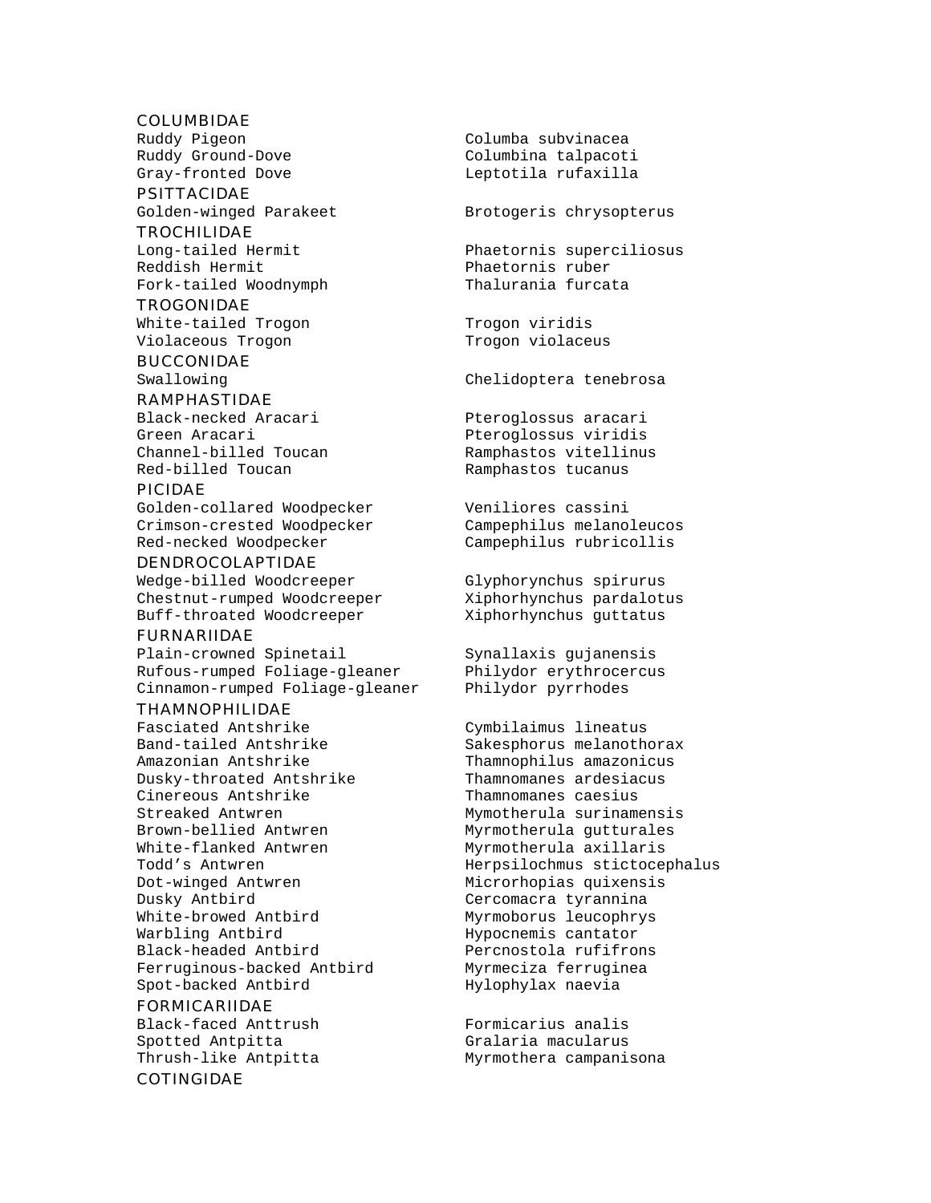COLUMBIDAE

| | |
|---|---|
| Ruddy Pigeon | Columba subvinacea |
| Ruddy Ground-Dove | Columbina talpacoti |
| Gray-fronted Dove | Leptotila rufaxilla |

PSITTACIDAE

| | |
|---|---|
| Golden-winged Parakeet | Brotogeris chrysopterus |

TROCHILIDAE

| | |
|---|---|
| Long-tailed Hermit | Phaetornis superciliosus |
| Reddish Hermit | Phaetornis ruber |
| Fork-tailed Woodnymph | Thalurania furcata |

TROGONIDAE

| | |
|---|---|
| White-tailed Trogon | Trogon viridis |
| Violaceous Trogon | Trogon violaceus |

BUCCONIDAE

| | |
|---|---|
| Swallowing | Chelidoptera tenebrosa |

RAMPHASTIDAE

| | |
|---|---|
| Black-necked Aracari | Pteroglossus aracari |
| Green Aracari | Pteroglossus viridis |
| Channel-billed Toucan | Ramphastos vitellinus |
| Red-billed Toucan | Ramphastos tucanus |

PICIDAE

| | |
|---|---|
| Golden-collared Woodpecker | Veniliores cassini |
| Crimson-crested Woodpecker | Campephilus melanoleucos |
| Red-necked Woodpecker | Campephilus rubricollis |

DENDROCOLAPTIDAE

| | |
|---|---|
| Wedge-billed Woodcreeper | Glyphorynchus spirurus |
| Chestnut-rumped Woodcreeper | Xiphorhynchus pardalotus |
| Buff-throated Woodcreeper | Xiphorhynchus guttatus |

FURNARIIDAE

| | |
|---|---|
| Plain-crowned Spinetail | Synallaxis gujanensis |
| Rufous-rumped Foliage-gleaner | Philydor erythrocercus |
| Cinnamon-rumped Foliage-gleaner | Philydor pyrrhodes |

THAMNOPHILIDAE

| | |
|---|---|
| Fasciated Antshrike | Cymbilaimus lineatus |
| Band-tailed Antshrike | Sakesphorus melanothorax |
| Amazonian Antshrike | Thamnophilus amazonicus |
| Dusky-throated Antshrike | Thamnomanes ardesiacus |
| Cinereous Antshrike | Thamnomanes caesius |
| Streaked Antwren | Mymotherula surinamensis |
| Brown-bellied Antwren | Myrmotherula gutturales |
| White-flanked Antwren | Myrmotherula axillaris |
| Todd's Antwren | Herpsilochmus stictocephalus |
| Dot-winged Antwren | Microrhopias quixensis |
| Dusky Antbird | Cercomacra tyrannina |
| White-browed Antbird | Myrmoborus leucophrys |
| Warbling Antbird | Hypocnemis cantator |
| Black-headed Antbird | Percnostola rufifrons |
| Ferruginous-backed Antbird | Myrmeciza ferruginea |
| Spot-backed Antbird | Hylophylax naevia |

FORMICARIIDAE

| | |
|---|---|
| Black-faced Anttrush | Formicarius analis |
| Spotted Antpitta | Gralaria macularus |
| Thrush-like Antpitta | Myrmothera campanisona |

COTINGIDAE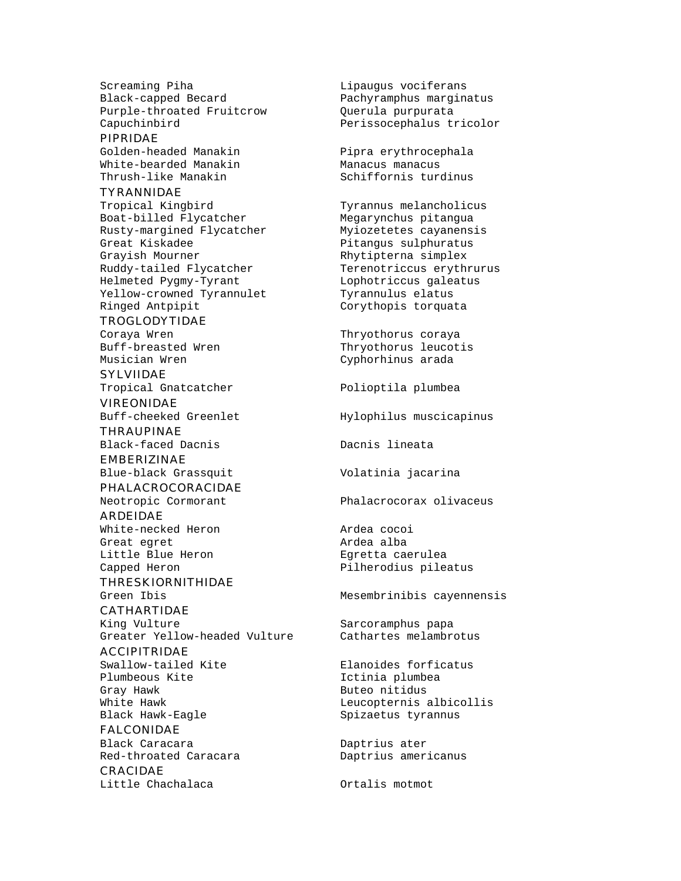| | |
|---|---|
| Screaming Piha | Lipaugus vociferans |
| Black-capped Becard | Pachyramphus marginatus |
| Purple-throated Fruitcrow | Querula purpurata |
| Capuchinbird | Perissocephalus tricolor |

PIPRIDAE

| | |
|---|---|
| Golden-headed Manakin | Pipra erythrocephala |
| White-bearded Manakin | Manacus manacus |
| Thrush-like Manakin | Schiffornis turdinus |

TYRANNIDAE

| | |
|---|---|
| Tropical Kingbird | Tyrannus melancholicus |
| Boat-billed Flycatcher | Megarynchus pitangua |
| Rusty-margined Flycatcher | Myiozetetes cayanensis |
| Great Kiskadee | Pitangus sulphuratus |
| Grayish Mourner | Rhytipterna simplex |
| Ruddy-tailed Flycatcher | Terenotriccus erythrurus |
| Helmeted Pygmy-Tyrant | Lophotriccus galeatus |
| Yellow-crowned Tyrannulet | Tyrannulus elatus |
| Ringed Antpipit | Corythopis torquata |

TROGLODYTIDAE

| | |
|---|---|
| Coraya Wren | Thryothorus coraya |
| Buff-breasted Wren | Thryothorus leucotis |
| Musician Wren | Cyphorhinus arada |

SYLVIIDAE

| | |
|---|---|
| Tropical Gnatcatcher | Polioptila plumbea |

VIREONIDAE

| | |
|---|---|
| Buff-cheeked Greenlet | Hylophilus muscicapinus |

THRAUPINAE

| | |
|---|---|
| Black-faced Dacnis | Dacnis lineata |

EMBERIZINAE

| | |
|---|---|
| Blue-black Grassquit | Volatinia jacarina |

PHALACROCORACIDAE

| | |
|---|---|
| Neotropic Cormorant | Phalacrocorax olivaceus |

ARDEIDAE

| | |
|---|---|
| White-necked Heron | Ardea cocoi |
| Great egret | Ardea alba |
| Little Blue Heron | Egretta caerulea |
| Capped Heron | Pilherodius pileatus |

THRESKIORNITHIDAE

| | |
|---|---|
| Green Ibis | Mesembrinibis cayennensis |

CATHARTIDAE

| | |
|---|---|
| King Vulture | Sarcoramphus papa |
| Greater Yellow-headed Vulture | Cathartes melambrotus |

ACCIPITRIDAE

| | |
|---|---|
| Swallow-tailed Kite | Elanoides forficatus |
| Plumbeous Kite | Ictinia plumbea |
| Gray Hawk | Buteo nitidus |
| White Hawk | Leucopternis albicollis |
| Black Hawk-Eagle | Spizaetus tyrannus |

FALCONIDAE

| | |
|---|---|
| Black Caracara | Daptrius ater |
| Red-throated Caracara | Daptrius americanus |

CRACIDAE

| | |
|---|---|
| Little Chachalaca | Ortalis motmot |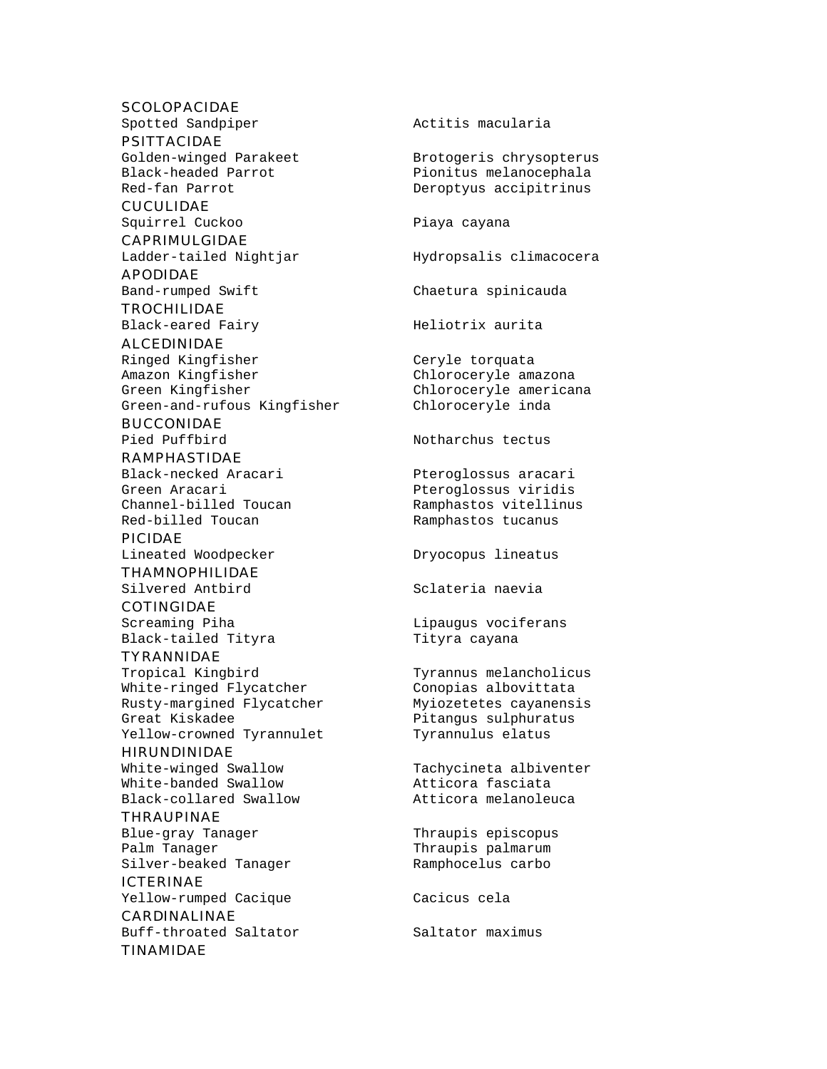SCOLOPACIDAE

| | |
|---|---|
| Spotted Sandpiper | Actitis macularia |

PSITTACIDAE

| | |
|---|---|
| Golden-winged Parakeet | Brotogeris chrysopterus |
| Black-headed Parrot | Pionitus melanocephala |
| Red-fan Parrot | Deroptyus accipitrinus |

CUCULIDAE

| | |
|---|---|
| Squirrel Cuckoo | Piaya cayana |

CAPRIMULGIDAE

| | |
|---|---|
| Ladder-tailed Nightjar | Hydropsalis climacocera |

APODIDAE

| | |
|---|---|
| Band-rumped Swift | Chaetura spinicauda |

TROCHILIDAE

| | |
|---|---|
| Black-eared Fairy | Heliotrix aurita |

ALCEDINIDAE

| | |
|---|---|
| Ringed Kingfisher | Ceryle torquata |
| Amazon Kingfisher | Chloroceryle amazona |
| Green Kingfisher | Chloroceryle americana |
| Green-and-rufous Kingfisher | Chloroceryle inda |

BUCCONIDAE

| | |
|---|---|
| Pied Puffbird | Notharchus tectus |

RAMPHASTIDAE

| | |
|---|---|
| Black-necked Aracari | Pteroglossus aracari |
| Green Aracari | Pteroglossus viridis |
| Channel-billed Toucan | Ramphastos vitellinus |
| Red-billed Toucan | Ramphastos tucanus |

PICIDAE

| | |
|---|---|
| Lineated Woodpecker | Dryocopus lineatus |

THAMNOPHILIDAE

| | |
|---|---|
| Silvered Antbird | Sclateria naevia |

COTINGIDAE

| | |
|---|---|
| Screaming Piha | Lipaugus vociferans |
| Black-tailed Tityra | Tityra cayana |

TYRANNIDAE

| | |
|---|---|
| Tropical Kingbird | Tyrannus melancholicus |
| White-ringed Flycatcher | Conopias albovittata |
| Rusty-margined Flycatcher | Myiozetetes cayanensis |
| Great Kiskadee | Pitangus sulphuratus |
| Yellow-crowned Tyrannulet | Tyrannulus elatus |

HIRUNDINIDAE

| | |
|---|---|
| White-winged Swallow | Tachycineta albiventer |
| White-banded Swallow | Atticora fasciata |
| Black-collared Swallow | Atticora melanoleuca |

THRAUPINAE

| | |
|---|---|
| Blue-gray Tanager | Thraupis episcopus |
| Palm Tanager | Thraupis palmarum |
| Silver-beaked Tanager | Ramphocelus carbo |

ICTERINAE

| | |
|---|---|
| Yellow-rumped Cacique | Cacicus cela |

CARDINALINAE

| | |
|---|---|
| Buff-throated Saltator | Saltator maximus |

TINAMIDAE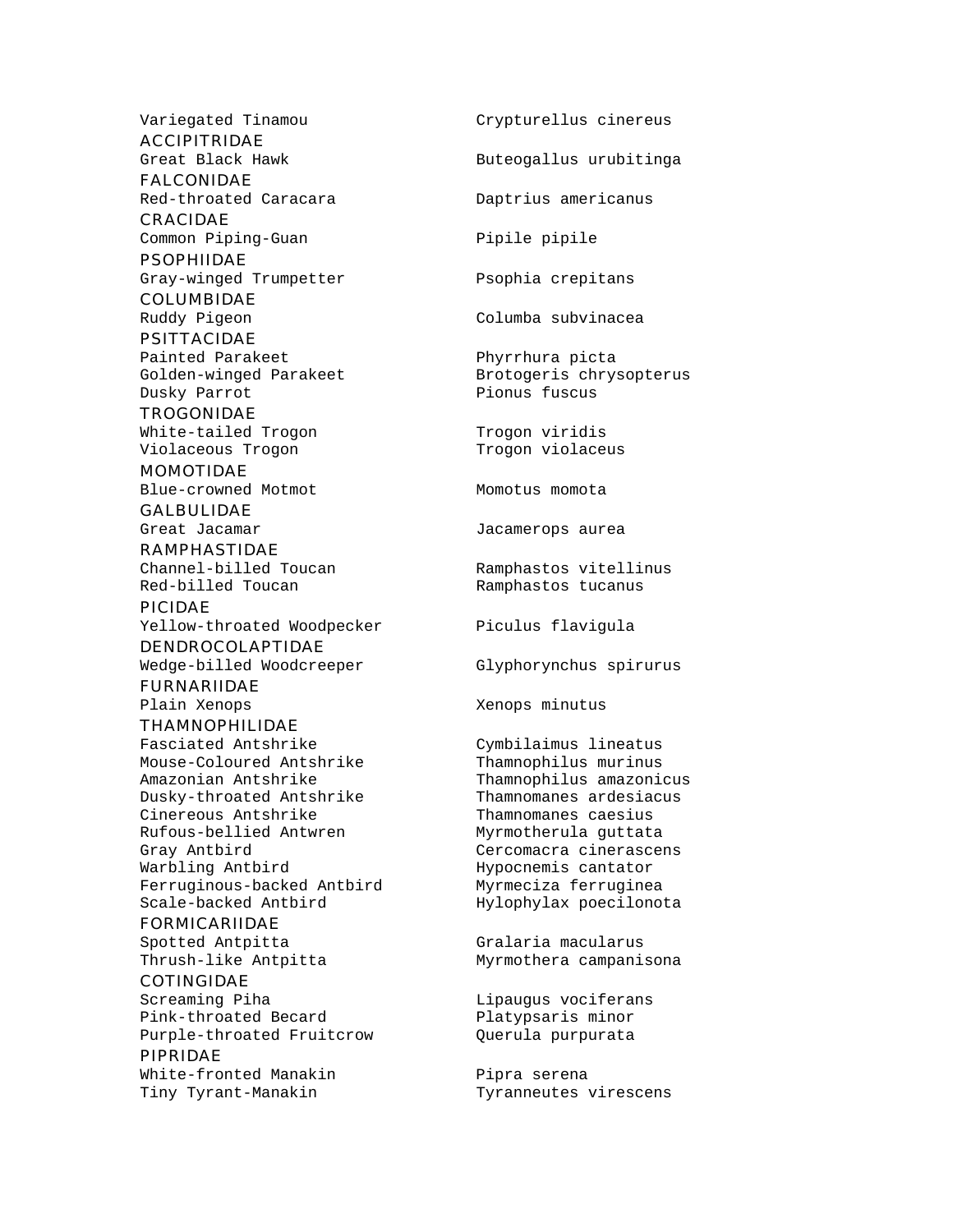| Common name | Scientific name |
|---|---|
| Variegated Tinamou | Crypturellus cinereus |
| **ACCIPITRIDAE** | |
| Great Black Hawk | Buteogallus urubitinga |
| **FALCONIDAE** | |
| Red-throated Caracara | Daptrius americanus |
| **CRACIDAE** | |
| Common Piping-Guan | Pipile pipile |
| **PSOPHIIDAE** | |
| Gray-winged Trumpetter | Psophia crepitans |
| **COLUMBIDAE** | |
| Ruddy Pigeon | Columba subvinacea |
| **PSITTACIDAE** | |
| Painted Parakeet | Phyrrhura picta |
| Golden-winged Parakeet | Brotogeris chrysopterus |
| Dusky Parrot | Pionus fuscus |
| **TROGONIDAE** | |
| White-tailed Trogon | Trogon viridis |
| Violaceous Trogon | Trogon violaceus |
| **MOMOTIDAE** | |
| Blue-crowned Motmot | Momotus momota |
| **GALBULIDAE** | |
| Great Jacamar | Jacamerops aurea |
| **RAMPHASTIDAE** | |
| Channel-billed Toucan | Ramphastos vitellinus |
| Red-billed Toucan | Ramphastos tucanus |
| **PICIDAE** | |
| Yellow-throated Woodpecker | Piculus flavigula |
| **DENDROCOLAPTIDAE** | |
| Wedge-billed Woodcreeper | Glyphorynchus spirurus |
| **FURNARIIDAE** | |
| Plain Xenops | Xenops minutus |
| **THAMNOPHILIDAE** | |
| Fasciated Antshrike | Cymbilaimus lineatus |
| Mouse-Coloured Antshrike | Thamnophilus murinus |
| Amazonian Antshrike | Thamnophilus amazonicus |
| Dusky-throated Antshrike | Thamnomanes ardesiacus |
| Cinereous Antshrike | Thamnomanes caesius |
| Rufous-bellied Antwren | Myrmotherula guttata |
| Gray Antbird | Cercomacra cinerascens |
| Warbling Antbird | Hypocnemis cantator |
| Ferruginous-backed Antbird | Myrmeciza ferruginea |
| Scale-backed Antbird | Hylophylax poecilonota |
| **FORMICARIIDAE** | |
| Spotted Antpitta | Gralaria macularus |
| Thrush-like Antpitta | Myrmothera campanisona |
| **COTINGIDAE** | |
| Screaming Piha | Lipaugus vociferans |
| Pink-throated Becard | Platypsaris minor |
| Purple-throated Fruitcrow | Querula purpurata |
| **PIPRIDAE** | |
| White-fronted Manakin | Pipra serena |
| Tiny Tyrant-Manakin | Tyranneutes virescens |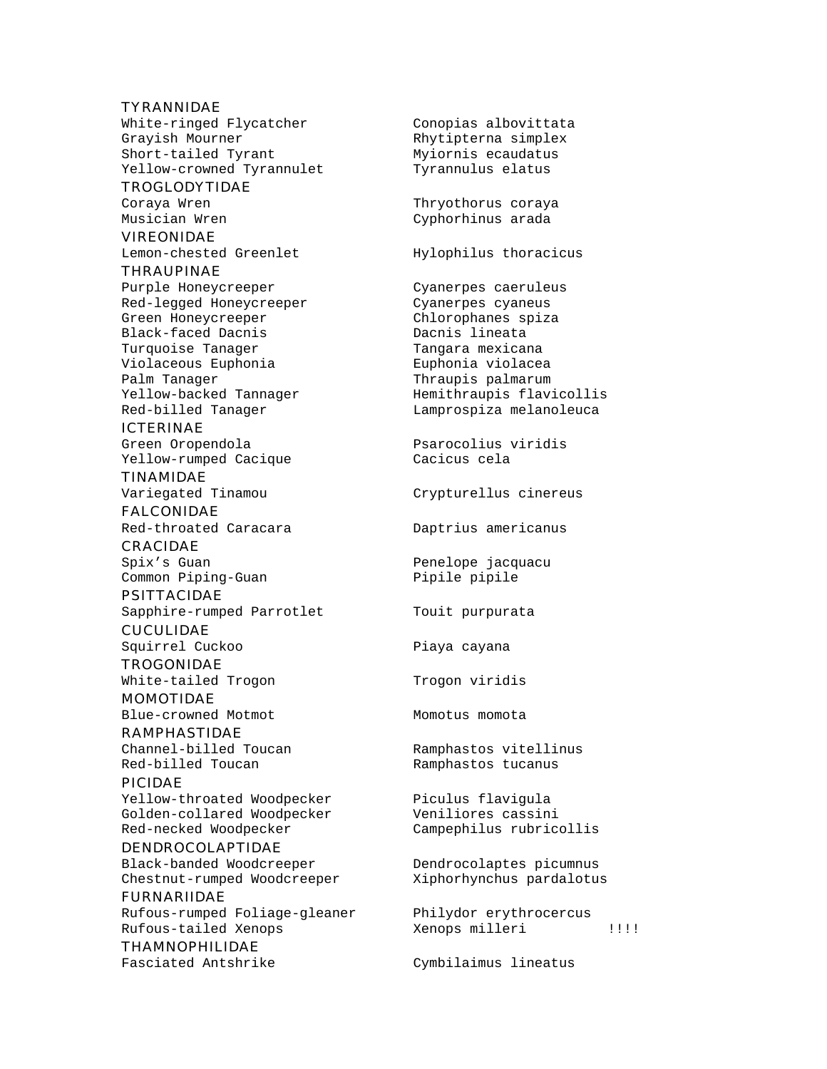TYRANNIDAE

| | | |
|---|---|---|
| White-ringed Flycatcher | Conopias albovittata | |
| Grayish Mourner | Rhytipterna simplex | |
| Short-tailed Tyrant | Myiornis ecaudatus | |
| Yellow-crowned Tyrannulet | Tyrannulus elatus | |

TROGLODYTIDAE

| | | |
|---|---|---|
| Coraya Wren | Thryothorus coraya | |
| Musician Wren | Cyphorhinus arada | |

VIREONIDAE

| | | |
|---|---|---|
| Lemon-chested Greenlet | Hylophilus thoracicus | |

THRAUPINAE

| | | |
|---|---|---|
| Purple Honeycreeper | Cyanerpes caeruleus | |
| Red-legged Honeycreeper | Cyanerpes cyaneus | |
| Green Honeycreeper | Chlorophanes spiza | |
| Black-faced Dacnis | Dacnis lineata | |
| Turquoise Tanager | Tangara mexicana | |
| Violaceous Euphonia | Euphonia violacea | |
| Palm Tanager | Thraupis palmarum | |
| Yellow-backed Tannager | Hemithraupis flavicollis | |
| Red-billed Tanager | Lamprospiza melanoleuca | |

ICTERINAE

| | | |
|---|---|---|
| Green Oropendola | Psarocolius viridis | |
| Yellow-rumped Cacique | Cacicus cela | |

TINAMIDAE

| | | |
|---|---|---|
| Variegated Tinamou | Crypturellus cinereus | |

FALCONIDAE

| | | |
|---|---|---|
| Red-throated Caracara | Daptrius americanus | |

CRACIDAE

| | | |
|---|---|---|
| Spix’s Guan | Penelope jacquacu | |
| Common Piping-Guan | Pipile pipile | |

PSITTACIDAE

| | | |
|---|---|---|
| Sapphire-rumped Parrotlet | Touit purpurata | |

CUCULIDAE

| | | |
|---|---|---|
| Squirrel Cuckoo | Piaya cayana | |

TROGONIDAE

| | | |
|---|---|---|
| White-tailed Trogon | Trogon viridis | |

MOMOTIDAE

| | | |
|---|---|---|
| Blue-crowned Motmot | Momotus momota | |

RAMPHASTIDAE

| | | |
|---|---|---|
| Channel-billed Toucan | Ramphastos vitellinus | |
| Red-billed Toucan | Ramphastos tucanus | |

PICIDAE

| | | |
|---|---|---|
| Yellow-throated Woodpecker | Piculus flavigula | |
| Golden-collared Woodpecker | Veniliores cassini | |
| Red-necked Woodpecker | Campephilus rubricollis | |

DENDROCOLAPTIDAE

| | | |
|---|---|---|
| Black-banded Woodcreeper | Dendrocolaptes picumnus | |
| Chestnut-rumped Woodcreeper | Xiphorhynchus pardalotus | |

FURNARIIDAE

| | | |
|---|---|---|
| Rufous-rumped Foliage-gleaner | Philydor erythrocercus | |
| Rufous-tailed Xenops | Xenops milleri | !!!! |

THAMNOPHILIDAE

| | | |
|---|---|---|
| Fasciated Antshrike | Cymbilaimus lineatus | |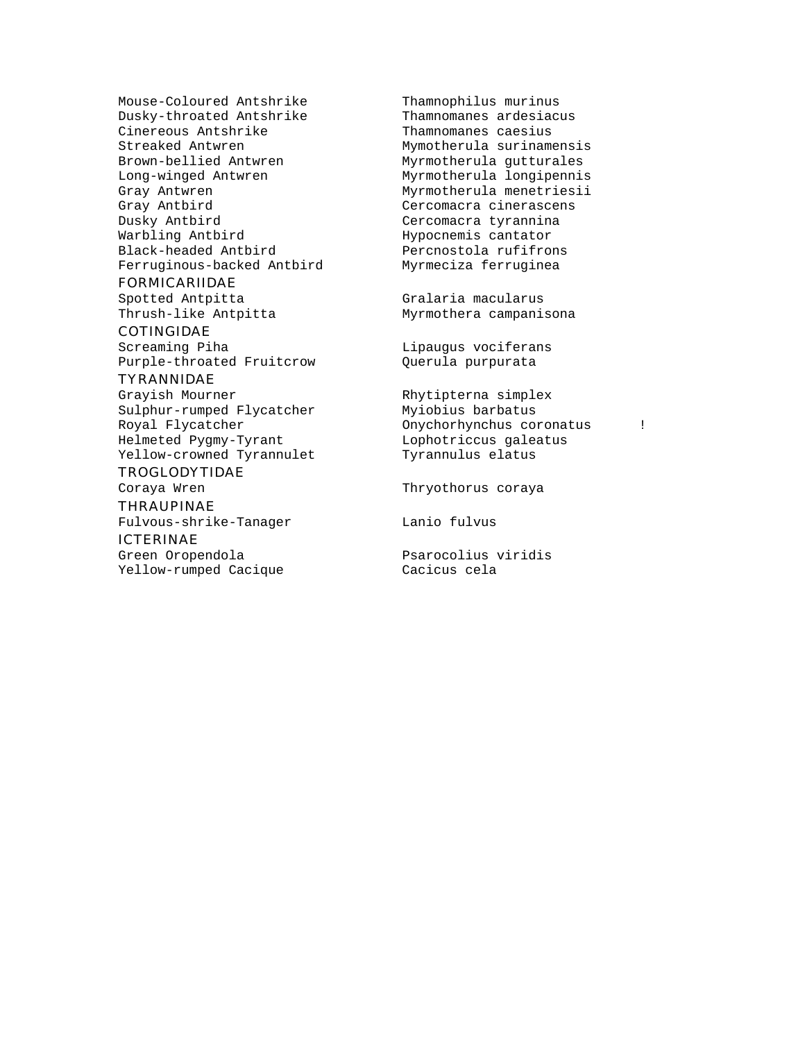| | |
|---|---|
| Mouse-Coloured Antshrike | Thamnophilus murinus |
| Dusky-throated Antshrike | Thamnomanes ardesiacus |
| Cinereous Antshrike | Thamnomanes caesius |
| Streaked Antwren | Mymotherula surinamensis |
| Brown-bellied Antwren | Myrmotherula gutturales |
| Long-winged Antwren | Myrmotherula longipennis |
| Gray Antwren | Myrmotherula menetriesii |
| Gray Antbird | Cercomacra cinerascens |
| Dusky Antbird | Cercomacra tyrannina |
| Warbling Antbird | Hypocnemis cantator |
| Black-headed Antbird | Percnostola rufifrons |
| Ferruginous-backed Antbird | Myrmeciza ferruginea |
| FORMICARIIDAE | |
| Spotted Antpitta | Gralaria macularus |
| Thrush-like Antpitta | Myrmothera campanisona |
| COTINGIDAE | |
| Screaming Piha | Lipaugus vociferans |
| Purple-throated Fruitcrow | Querula purpurata |
| TYRANNIDAE | |
| Grayish Mourner | Rhytipterna simplex |
| Sulphur-rumped Flycatcher | Myiobius barbatus |
| Royal Flycatcher | Onychorhynchus coronatus ! |
| Helmeted Pygmy-Tyrant | Lophotriccus galeatus |
| Yellow-crowned Tyrannulet | Tyrannulus elatus |
| TROGLODYTIDAE | |
| Coraya Wren | Thryothorus coraya |
| THRAUPINAE | |
| Fulvous-shrike-Tanager | Lanio fulvus |
| ICTERINAE | |
| Green Oropendola | Psarocolius viridis |
| Yellow-rumped Cacique | Cacicus cela |